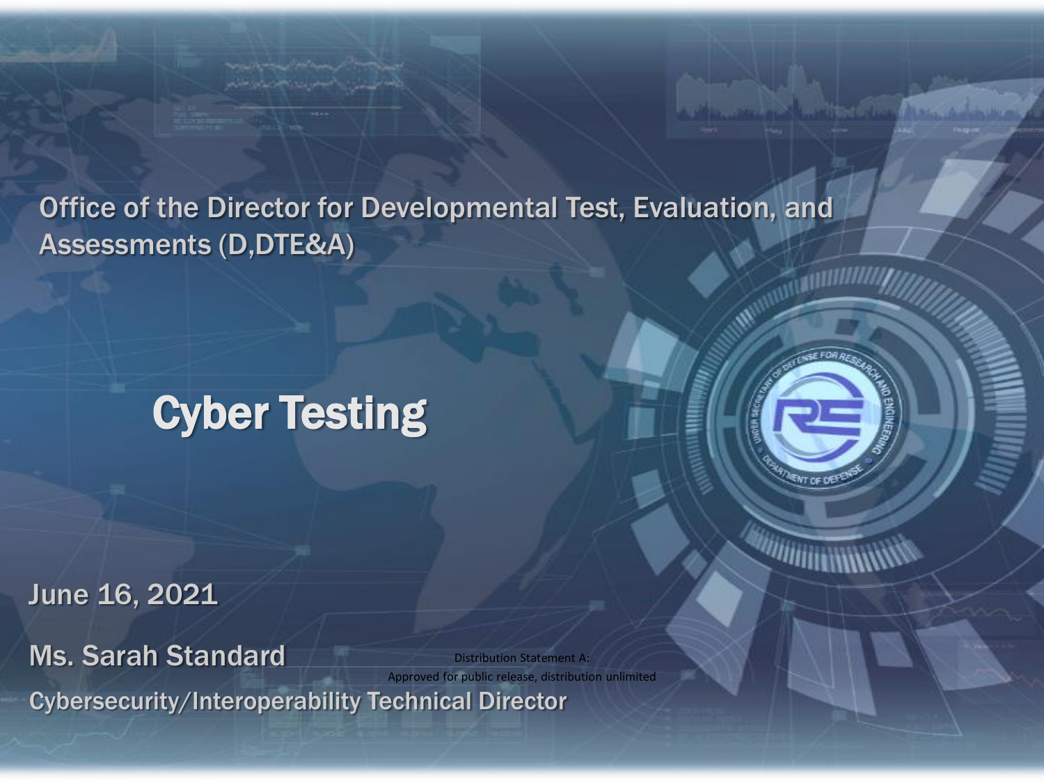Office of the Director for Developmental Test, Evaluation, and Assessments (D,DTE&A)

# Cyber Testing

June 16, 2021

Ms. Sarah Standard

Cybersecurity/Interoperability Technical Director

Distribution Statement A:
Approved for public release, distribution unlimited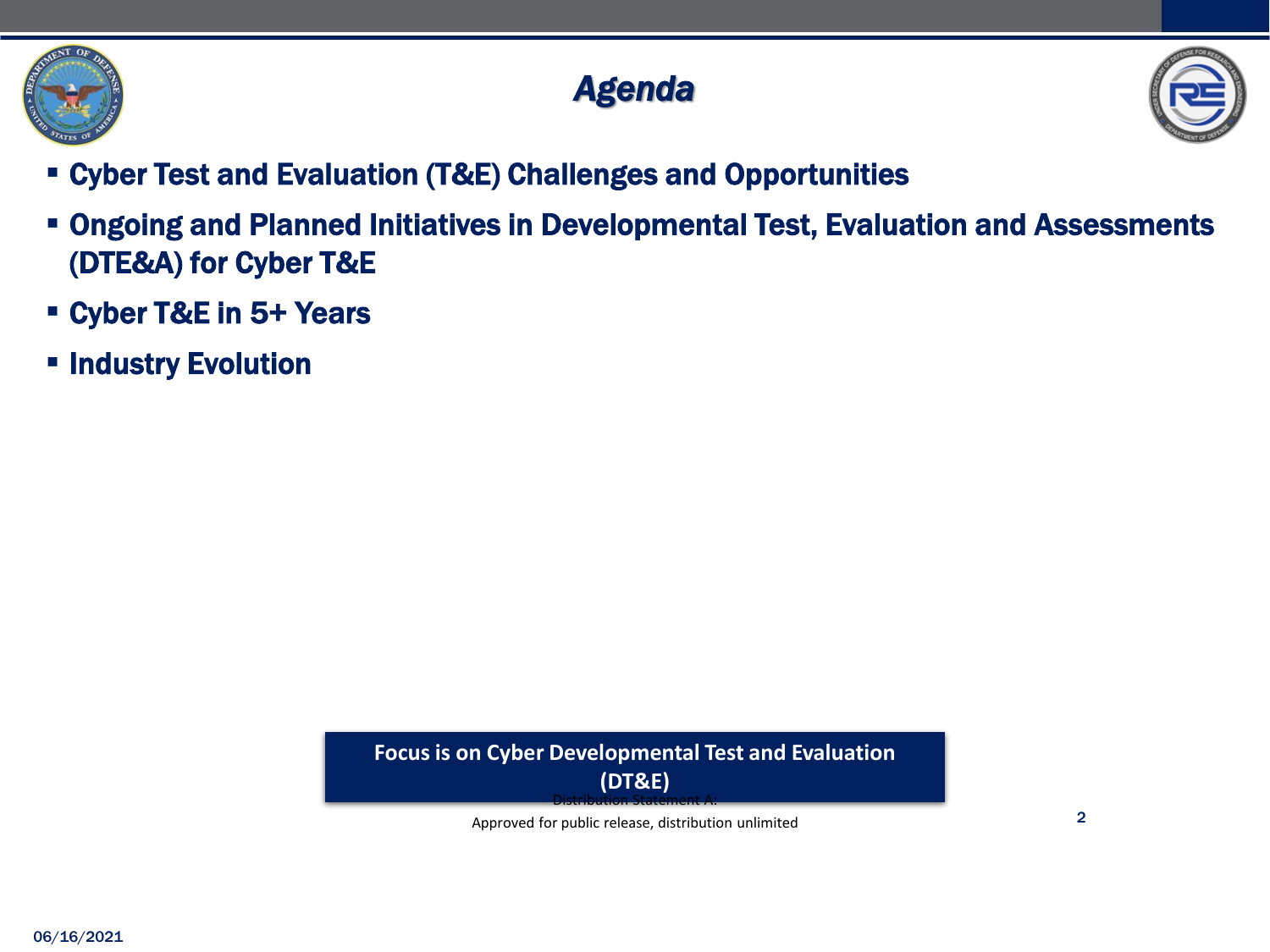# Agenda

- Cyber Test and Evaluation (T&E) Challenges and Opportunities
- Ongoing and Planned Initiatives in Developmental Test, Evaluation and Assessments (DTE&A) for Cyber T&E
- Cyber T&E in 5+ Years
- Industry Evolution

**Focus is on Cyber Developmental Test and Evaluation (DT&E)**

Distribution Statement A:
Approved for public release, distribution unlimited

06/16/2021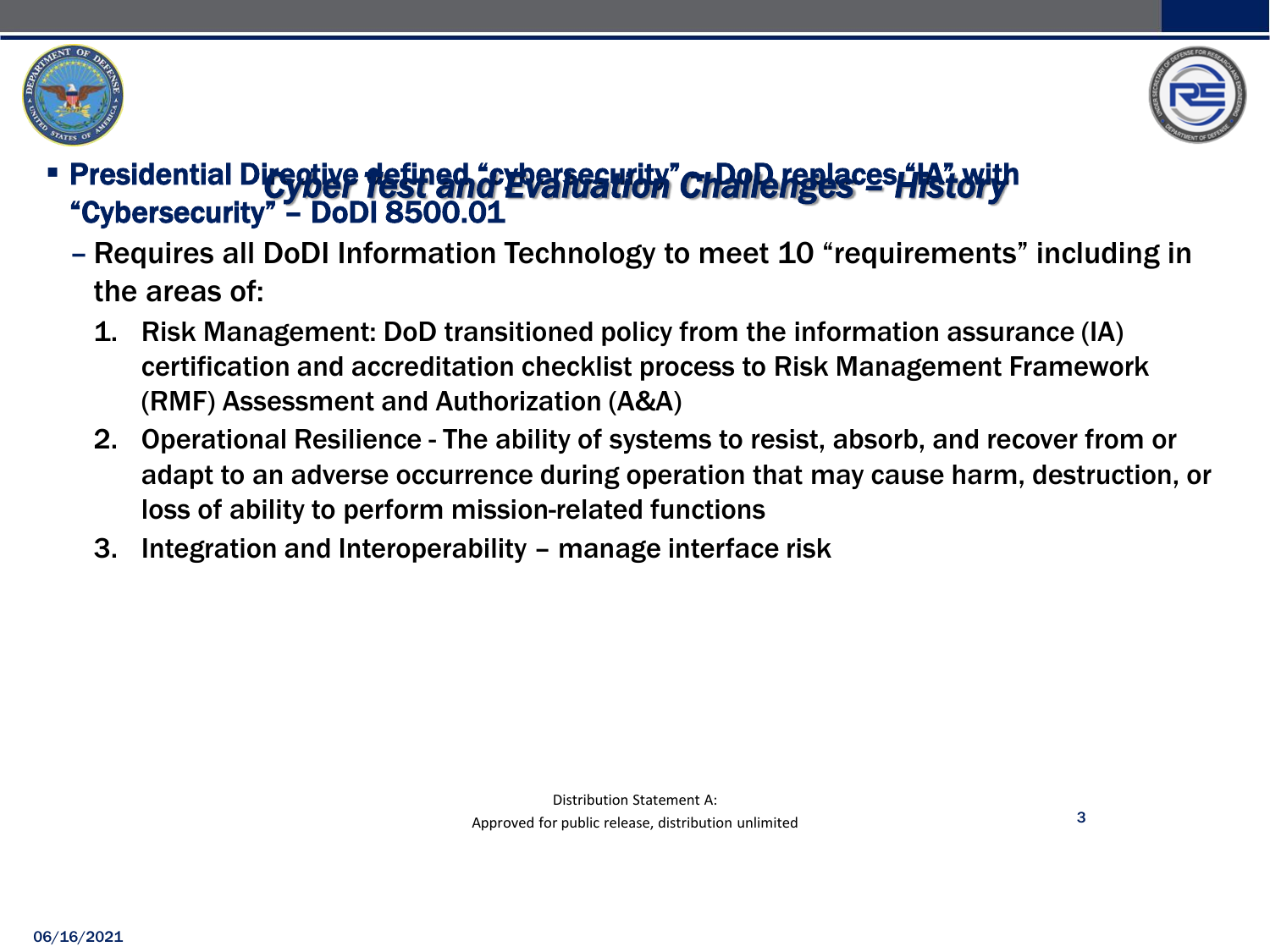# Cyber Test and Evaluation Challenges – History

- **Presidential Directive defined "cybersecurity" – DoD replaces "IA" with "Cybersecurity" – DoDI 8500.01**
  - Requires all DoDI Information Technology to meet 10 "requirements" including in the areas of:
    1. Risk Management: DoD transitioned policy from the information assurance (IA) certification and accreditation checklist process to Risk Management Framework (RMF) Assessment and Authorization (A&A)
    2. Operational Resilience - The ability of systems to resist, absorb, and recover from or adapt to an adverse occurrence during operation that may cause harm, destruction, or loss of ability to perform mission-related functions
    3. Integration and Interoperability – manage interface risk

Distribution Statement A:
Approved for public release, distribution unlimited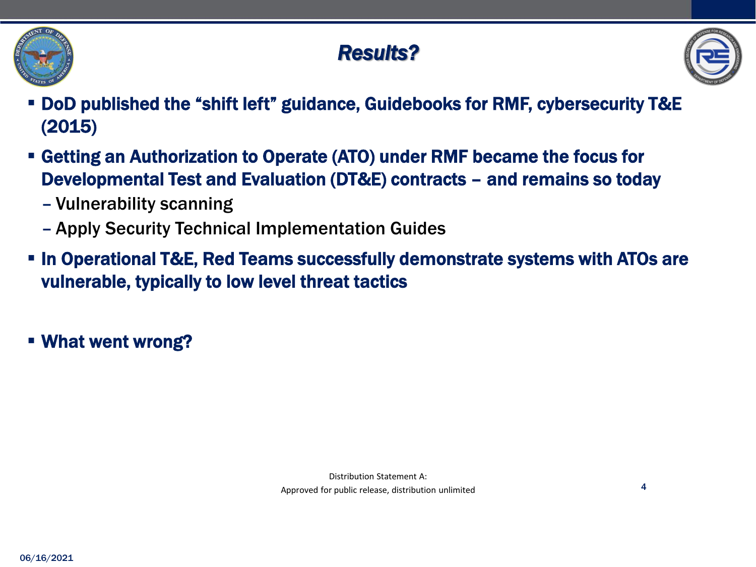# *Results?*

- **DoD published the "shift left" guidance, Guidebooks for RMF, cybersecurity T&E (2015)**
- **Getting an Authorization to Operate (ATO) under RMF became the focus for Developmental Test and Evaluation (DT&E) contracts – and remains so today**
  - Vulnerability scanning
  - Apply Security Technical Implementation Guides
- **In Operational T&E, Red Teams successfully demonstrate systems with ATOs are vulnerable, typically to low level threat tactics**

- **What went wrong?**

Distribution Statement A:
Approved for public release, distribution unlimited

06/16/2021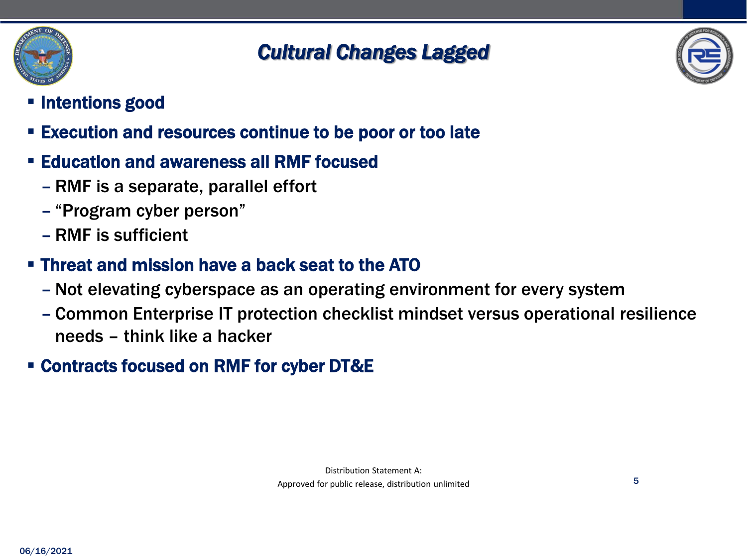# Cultural Changes Lagged

- **Intentions good**
- **Execution and resources continue to be poor or too late**
- **Education and awareness all RMF focused**
  - RMF is a separate, parallel effort
  - "Program cyber person"
  - RMF is sufficient
- **Threat and mission have a back seat to the ATO**
  - Not elevating cyberspace as an operating environment for every system
  - Common Enterprise IT protection checklist mindset versus operational resilience needs – think like a hacker
- **Contracts focused on RMF for cyber DT&E**

Distribution Statement A:
Approved for public release, distribution unlimited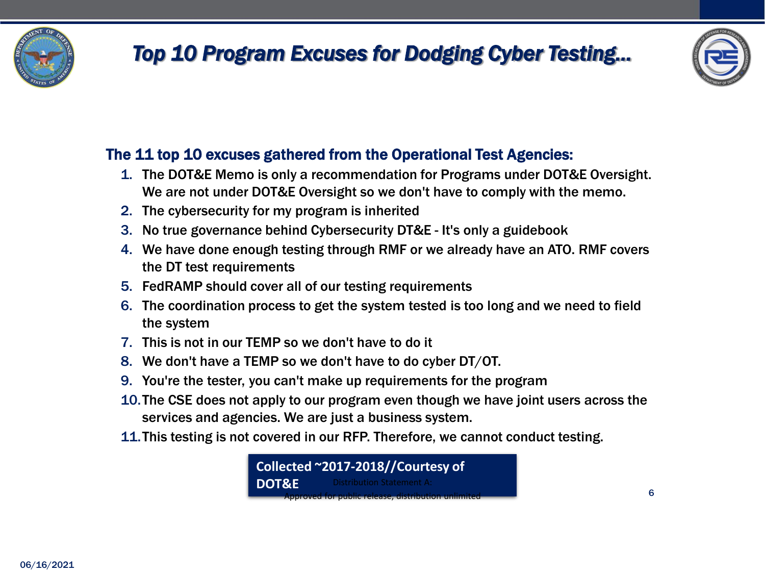# Top 10 Program Excuses for Dodging Cyber Testing…

**The 11 top 10 excuses gathered from the Operational Test Agencies:**

1. The DOT&E Memo is only a recommendation for Programs under DOT&E Oversight. We are not under DOT&E Oversight so we don't have to comply with the memo.
2. The cybersecurity for my program is inherited
3. No true governance behind Cybersecurity DT&E - It's only a guidebook
4. We have done enough testing through RMF or we already have an ATO. RMF covers the DT test requirements
5. FedRAMP should cover all of our testing requirements
6. The coordination process to get the system tested is too long and we need to field the system
7. This is not in our TEMP so we don't have to do it
8. We don't have a TEMP so we don't have to do cyber DT/OT.
9. You're the tester, you can't make up requirements for the program
10. The CSE does not apply to our program even though we have joint users across the services and agencies. We are just a business system.
11. This testing is not covered in our RFP. Therefore, we cannot conduct testing.

**Collected ~2017-2018//Courtesy of DOT&E**

Distribution Statement A: Approved for public release, distribution unlimited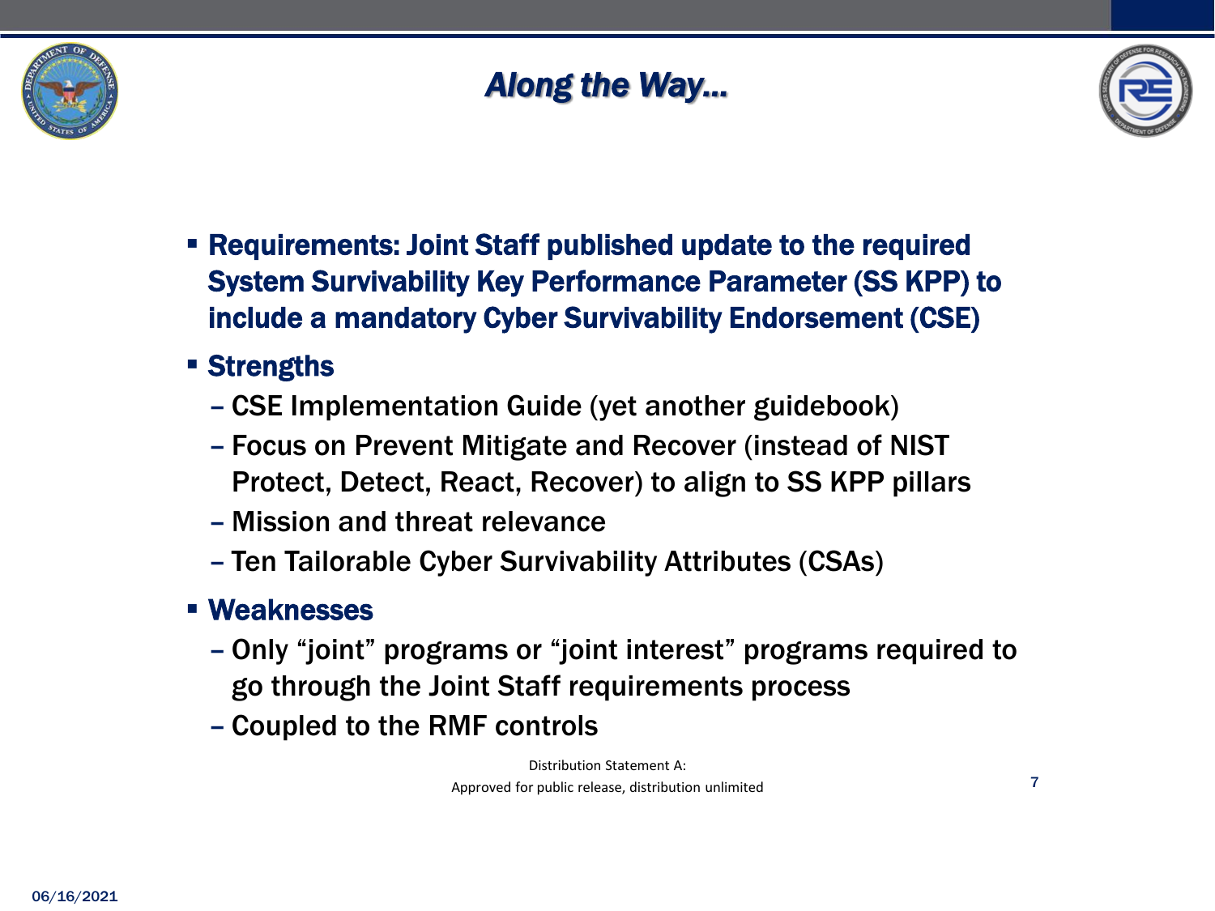# *Along the Way…*

- **Requirements: Joint Staff published update to the required System Survivability Key Performance Parameter (SS KPP) to include a mandatory Cyber Survivability Endorsement (CSE)**
- **Strengths**
  - CSE Implementation Guide (yet another guidebook)
  - Focus on Prevent Mitigate and Recover (instead of NIST Protect, Detect, React, Recover) to align to SS KPP pillars
  - Mission and threat relevance
  - Ten Tailorable Cyber Survivability Attributes (CSAs)
- **Weaknesses**
  - Only "joint" programs or "joint interest" programs required to go through the Joint Staff requirements process
  - Coupled to the RMF controls

Distribution Statement A:
Approved for public release, distribution unlimited

06/16/2021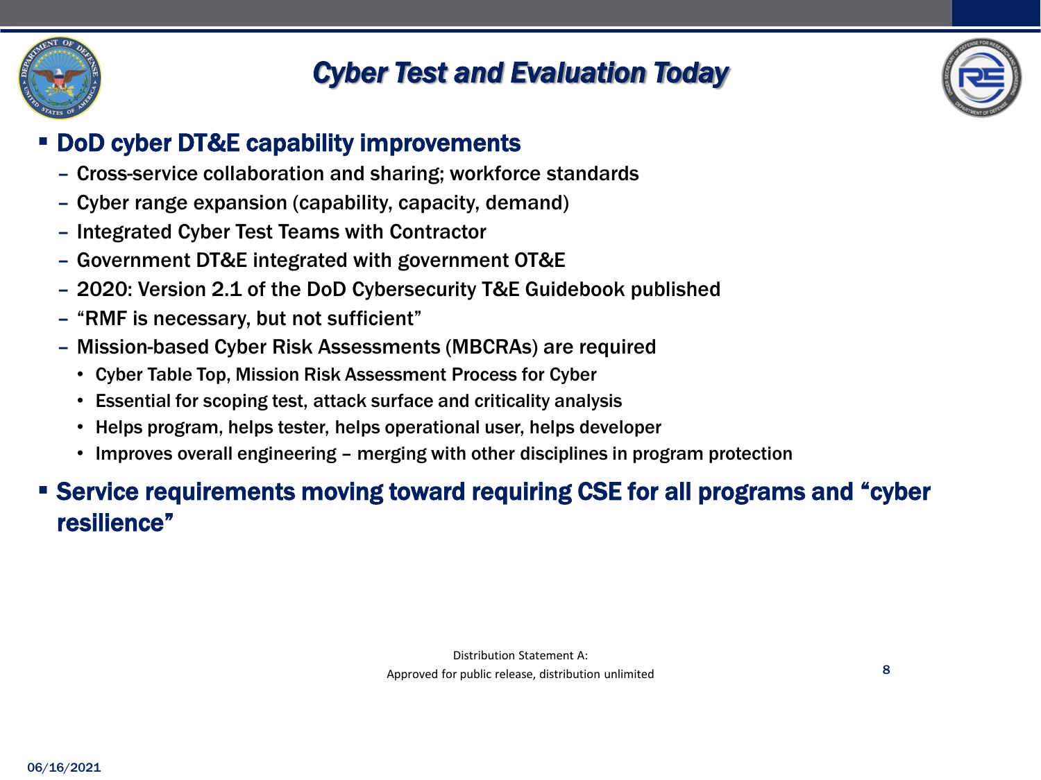# Cyber Test and Evaluation Today

- **DoD cyber DT&E capability improvements**
  - Cross-service collaboration and sharing; workforce standards
  - Cyber range expansion (capability, capacity, demand)
  - Integrated Cyber Test Teams with Contractor
  - Government DT&E integrated with government OT&E
  - 2020: Version 2.1 of the DoD Cybersecurity T&E Guidebook published
  - "RMF is necessary, but not sufficient"
  - Mission-based Cyber Risk Assessments (MBCRAs) are required
    - Cyber Table Top, Mission Risk Assessment Process for Cyber
    - Essential for scoping test, attack surface and criticality analysis
    - Helps program, helps tester, helps operational user, helps developer
    - Improves overall engineering – merging with other disciplines in program protection
- **Service requirements moving toward requiring CSE for all programs and "cyber resilience"**

Distribution Statement A:
Approved for public release, distribution unlimited

06/16/2021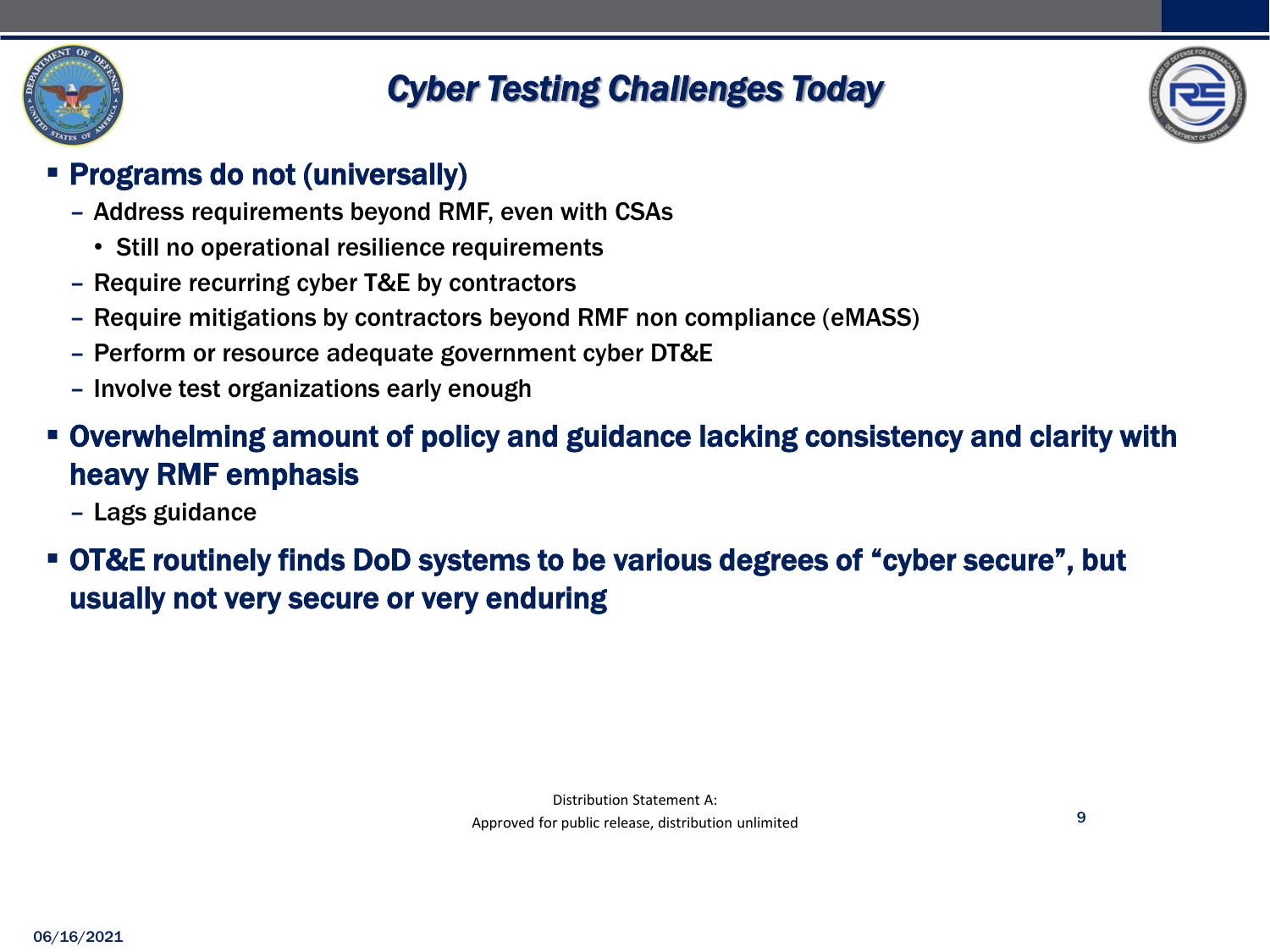# Cyber Testing Challenges Today

- **Programs do not (universally)**
  - Address requirements beyond RMF, even with CSAs
    - Still no operational resilience requirements
  - Require recurring cyber T&E by contractors
  - Require mitigations by contractors beyond RMF non compliance (eMASS)
  - Perform or resource adequate government cyber DT&E
  - Involve test organizations early enough
- **Overwhelming amount of policy and guidance lacking consistency and clarity with heavy RMF emphasis**
  - Lags guidance
- **OT&E routinely finds DoD systems to be various degrees of "cyber secure", but usually not very secure or very enduring**

Distribution Statement A:
Approved for public release, distribution unlimited

06/16/2021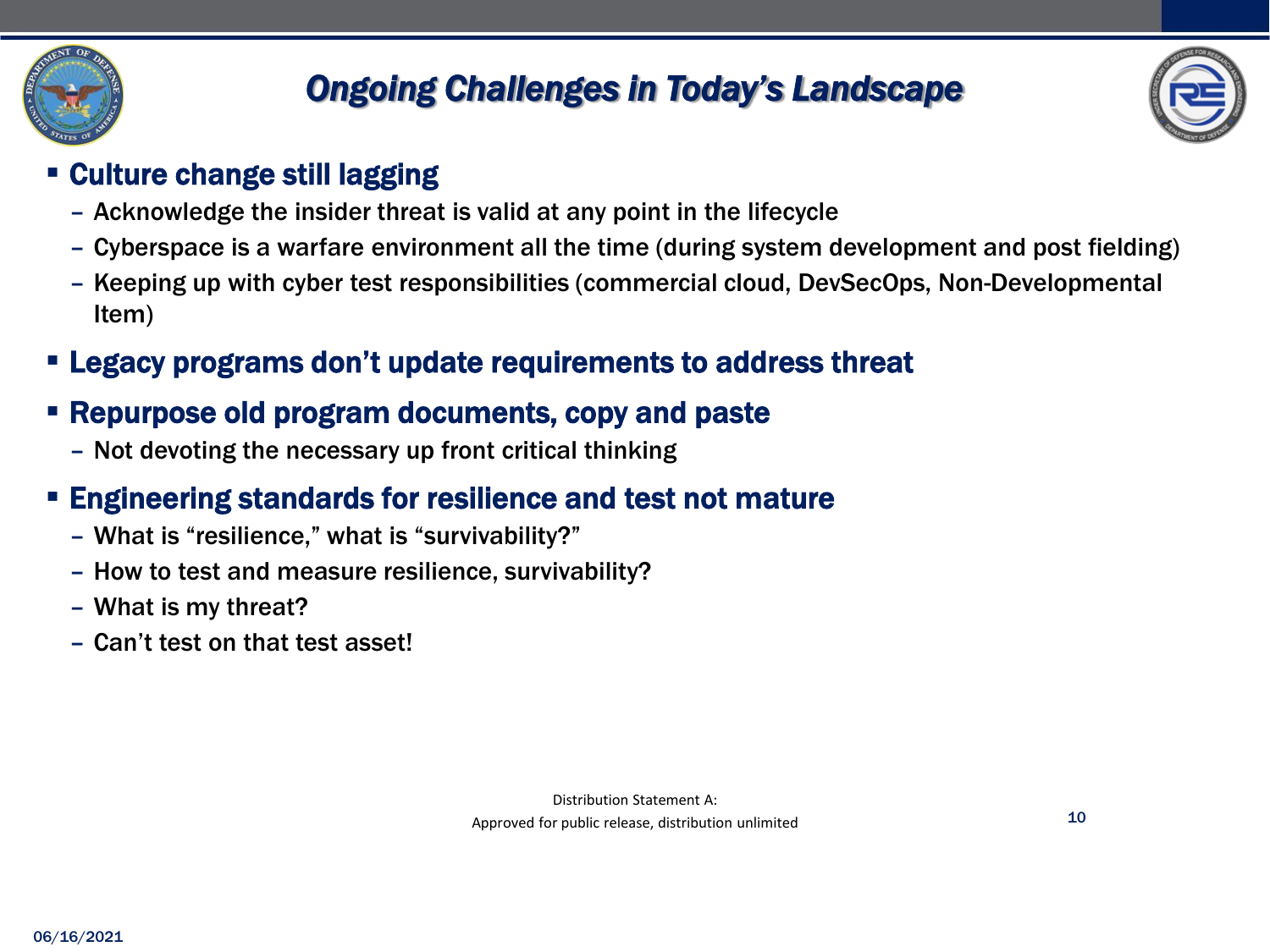# Ongoing Challenges in Today's Landscape

- **Culture change still lagging**
  - Acknowledge the insider threat is valid at any point in the lifecycle
  - Cyberspace is a warfare environment all the time (during system development and post fielding)
  - Keeping up with cyber test responsibilities (commercial cloud, DevSecOps, Non-Developmental Item)
- **Legacy programs don't update requirements to address threat**
- **Repurpose old program documents, copy and paste**
  - Not devoting the necessary up front critical thinking
- **Engineering standards for resilience and test not mature**
  - What is "resilience," what is "survivability?"
  - How to test and measure resilience, survivability?
  - What is my threat?
  - Can't test on that test asset!

Distribution Statement A:
Approved for public release, distribution unlimited

06/16/2021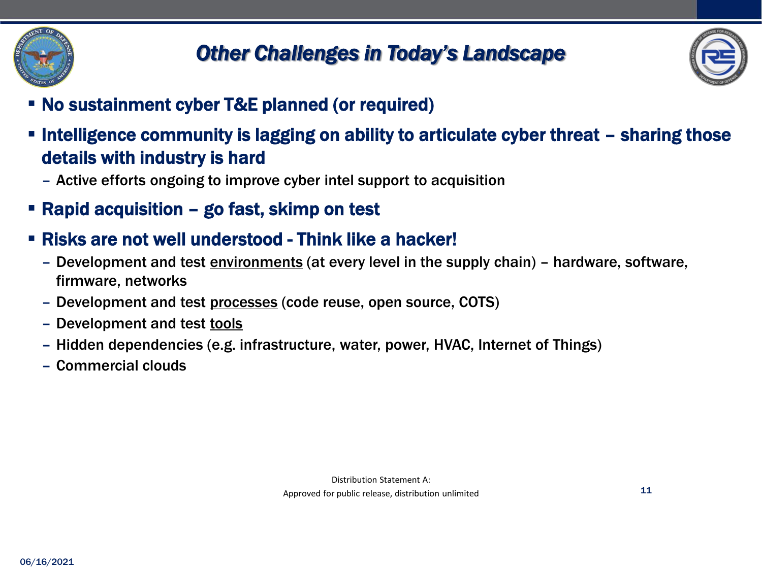# Other Challenges in Today's Landscape

- **No sustainment cyber T&E planned (or required)**
- **Intelligence community is lagging on ability to articulate cyber threat – sharing those details with industry is hard**
  - Active efforts ongoing to improve cyber intel support to acquisition
- **Rapid acquisition – go fast, skimp on test**
- **Risks are not well understood - Think like a hacker!**
  - Development and test environments (at every level in the supply chain) – hardware, software, firmware, networks
  - Development and test processes (code reuse, open source, COTS)
  - Development and test tools
  - Hidden dependencies (e.g. infrastructure, water, power, HVAC, Internet of Things)
  - Commercial clouds

Distribution Statement A:
Approved for public release, distribution unlimited

06/16/2021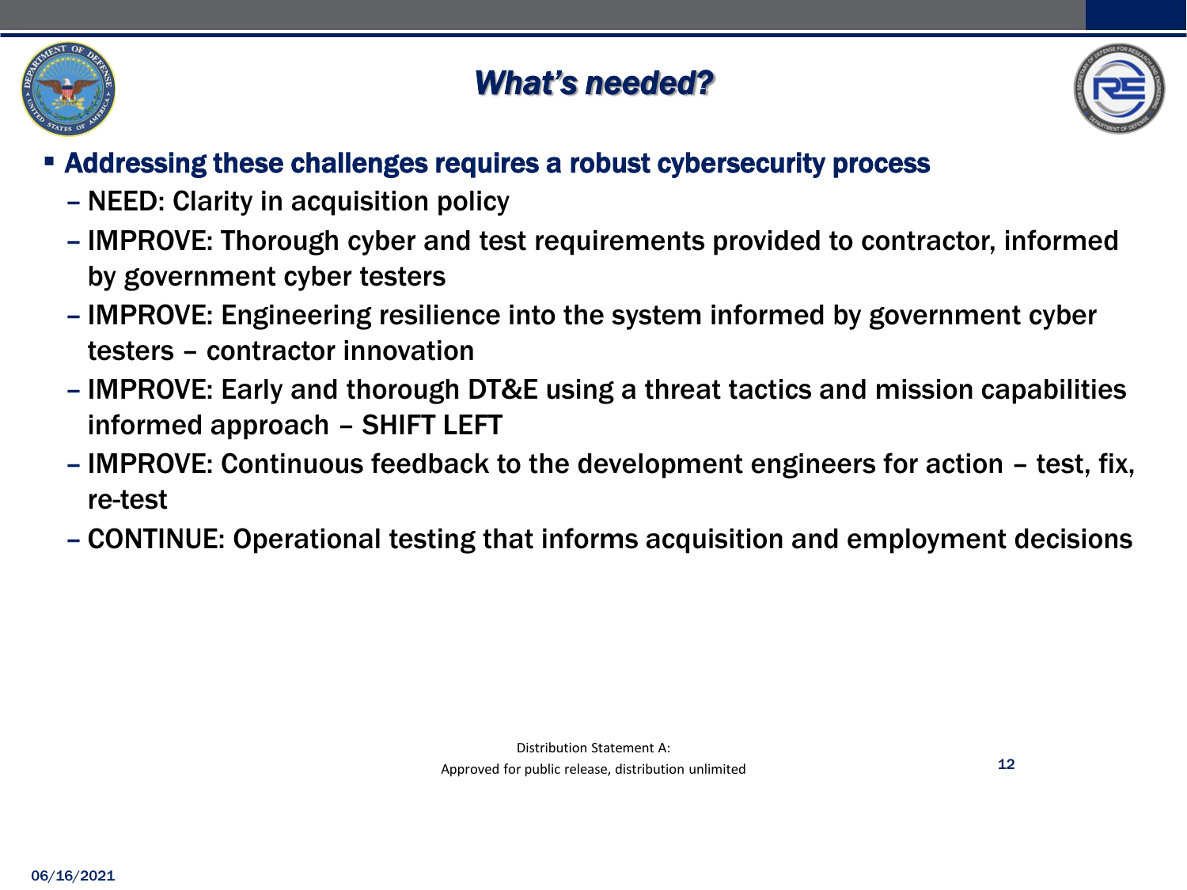# What's needed?

- **Addressing these challenges requires a robust cybersecurity process**
  - NEED: Clarity in acquisition policy
  - IMPROVE: Thorough cyber and test requirements provided to contractor, informed by government cyber testers
  - IMPROVE: Engineering resilience into the system informed by government cyber testers – contractor innovation
  - IMPROVE: Early and thorough DT&E using a threat tactics and mission capabilities informed approach – SHIFT LEFT
  - IMPROVE: Continuous feedback to the development engineers for action – test, fix, re-test
  - CONTINUE: Operational testing that informs acquisition and employment decisions

Distribution Statement A:
Approved for public release, distribution unlimited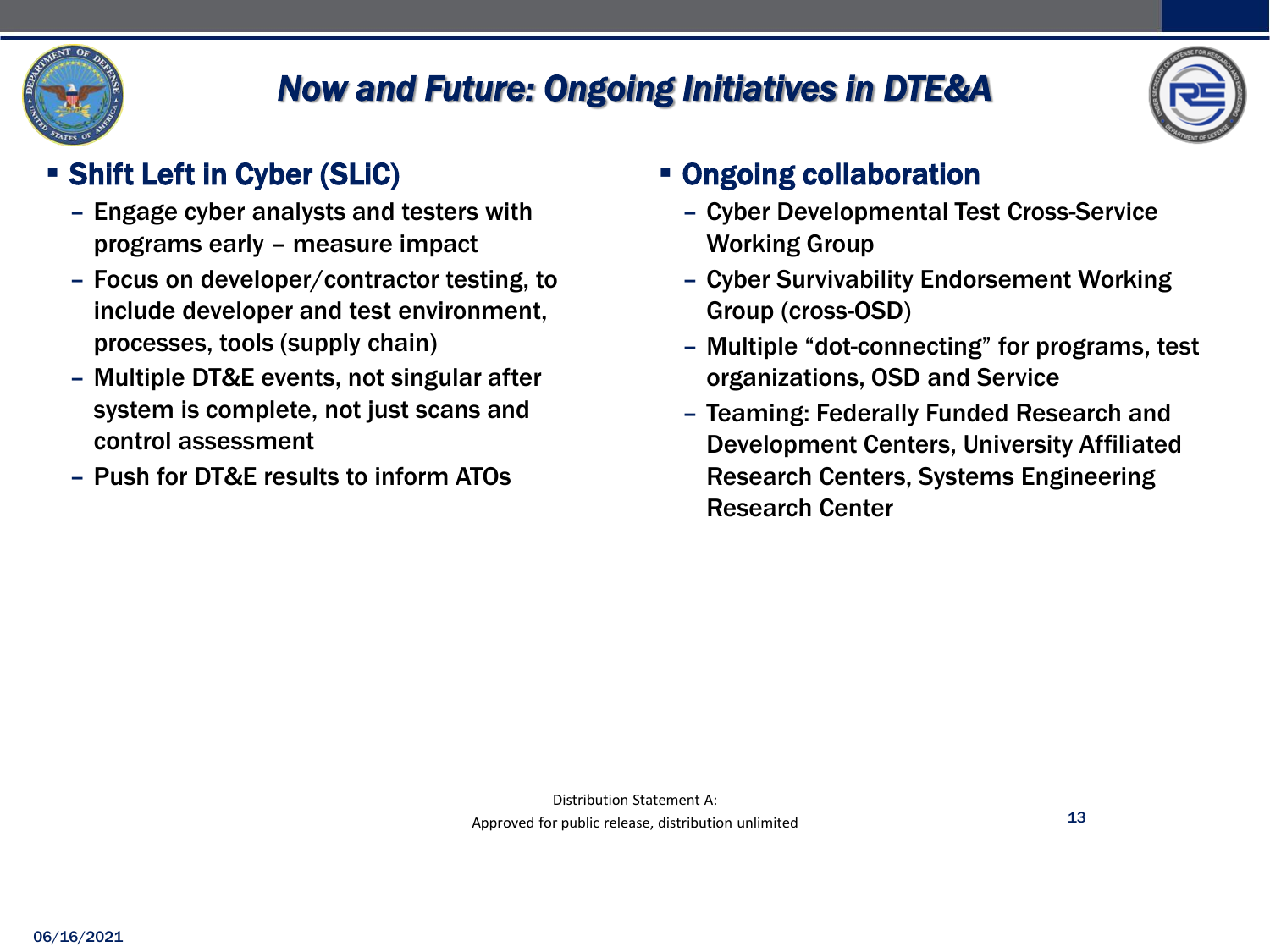# Now and Future: Ongoing Initiatives in DTE&A

- **Shift Left in Cyber (SLiC)**
  - Engage cyber analysts and testers with programs early – measure impact
  - Focus on developer/contractor testing, to include developer and test environment, processes, tools (supply chain)
  - Multiple DT&E events, not singular after system is complete, not just scans and control assessment
  - Push for DT&E results to inform ATOs

- **Ongoing collaboration**
  - Cyber Developmental Test Cross-Service Working Group
  - Cyber Survivability Endorsement Working Group (cross-OSD)
  - Multiple "dot-connecting" for programs, test organizations, OSD and Service
  - Teaming: Federally Funded Research and Development Centers, University Affiliated Research Centers, Systems Engineering Research Center

Distribution Statement A:
Approved for public release, distribution unlimited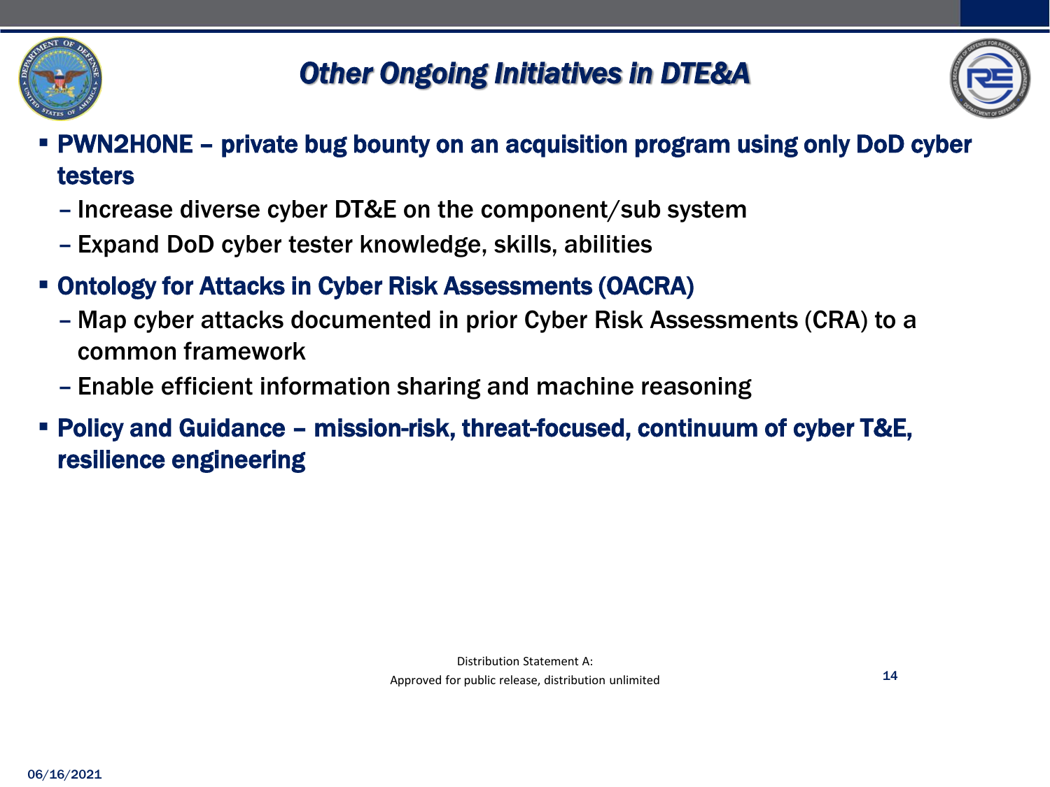# Other Ongoing Initiatives in DTE&A

- **PWN2HONE – private bug bounty on an acquisition program using only DoD cyber testers**
  - Increase diverse cyber DT&E on the component/sub system
  - Expand DoD cyber tester knowledge, skills, abilities
- **Ontology for Attacks in Cyber Risk Assessments (OACRA)**
  - Map cyber attacks documented in prior Cyber Risk Assessments (CRA) to a common framework
  - Enable efficient information sharing and machine reasoning
- **Policy and Guidance – mission-risk, threat-focused, continuum of cyber T&E, resilience engineering**

Distribution Statement A:
Approved for public release, distribution unlimited

06/16/2021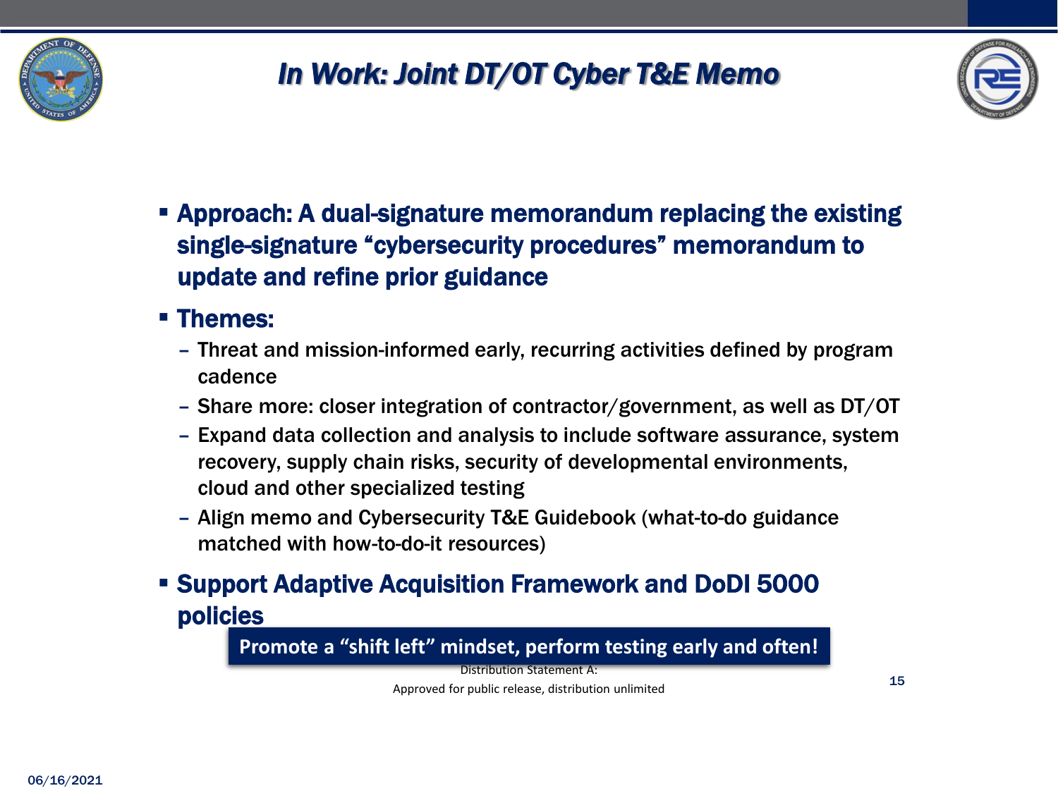# In Work: Joint DT/OT Cyber T&E Memo

- **Approach: A dual-signature memorandum replacing the existing single-signature "cybersecurity procedures" memorandum to update and refine prior guidance**
- **Themes:**
  - Threat and mission-informed early, recurring activities defined by program cadence
  - Share more: closer integration of contractor/government, as well as DT/OT
  - Expand data collection and analysis to include software assurance, system recovery, supply chain risks, security of developmental environments, cloud and other specialized testing
  - Align memo and Cybersecurity T&E Guidebook (what-to-do guidance matched with how-to-do-it resources)
- **Support Adaptive Acquisition Framework and DoDI 5000 policies**

**Promote a "shift left" mindset, perform testing early and often!**

Distribution Statement A:

Approved for public release, distribution unlimited

06/16/2021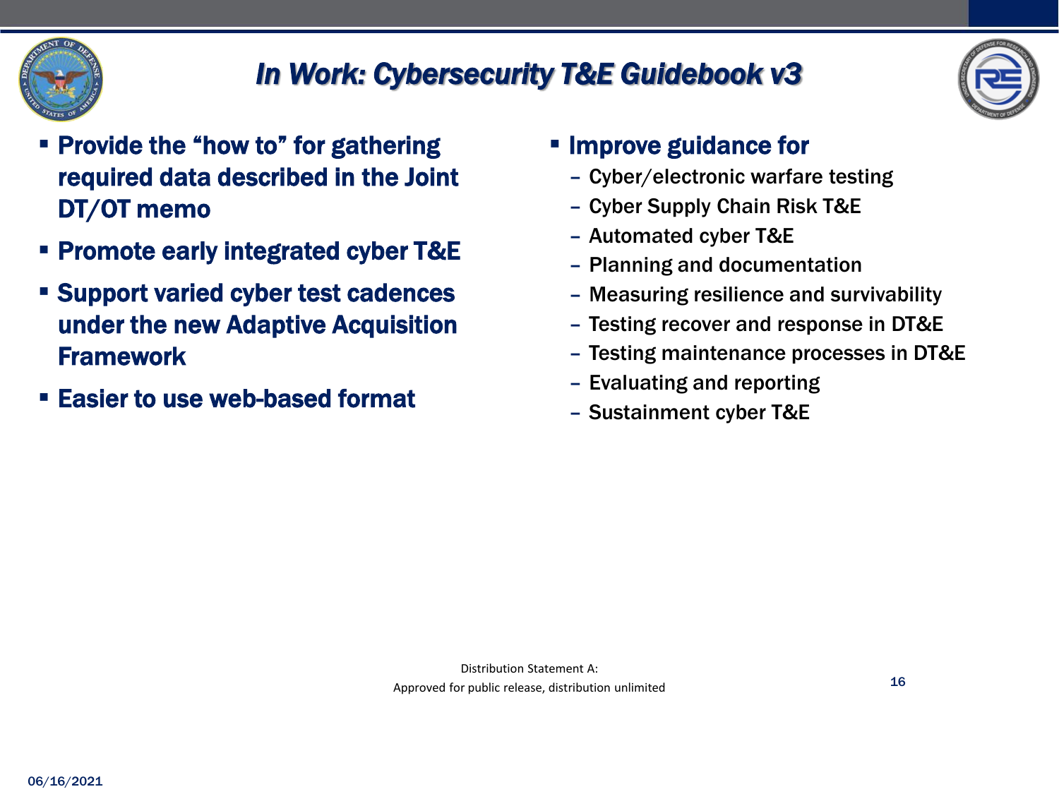# In Work: Cybersecurity T&E Guidebook v3

- Provide the "how to" for gathering required data described in the Joint DT/OT memo
- Promote early integrated cyber T&E
- Support varied cyber test cadences under the new Adaptive Acquisition Framework
- Easier to use web-based format

- Improve guidance for
  - Cyber/electronic warfare testing
  - Cyber Supply Chain Risk T&E
  - Automated cyber T&E
  - Planning and documentation
  - Measuring resilience and survivability
  - Testing recover and response in DT&E
  - Testing maintenance processes in DT&E
  - Evaluating and reporting
  - Sustainment cyber T&E

Distribution Statement A:
Approved for public release, distribution unlimited

06/16/2021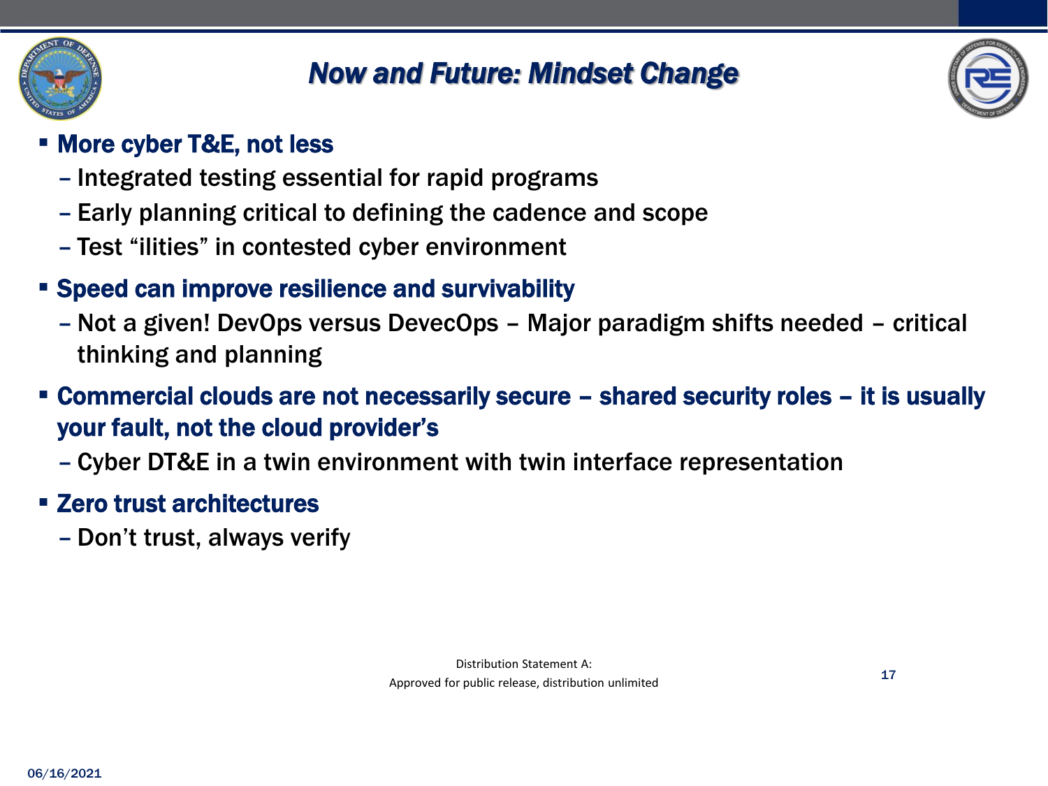# Now and Future: Mindset Change

- **More cyber T&E, not less**
  - Integrated testing essential for rapid programs
  - Early planning critical to defining the cadence and scope
  - Test "ilities" in contested cyber environment
- **Speed can improve resilience and survivability**
  - Not a given! DevOps versus DevecOps – Major paradigm shifts needed – critical thinking and planning
- **Commercial clouds are not necessarily secure – shared security roles – it is usually your fault, not the cloud provider's**
  - Cyber DT&E in a twin environment with twin interface representation
- **Zero trust architectures**
  - Don't trust, always verify

Distribution Statement A:
Approved for public release, distribution unlimited

06/16/2021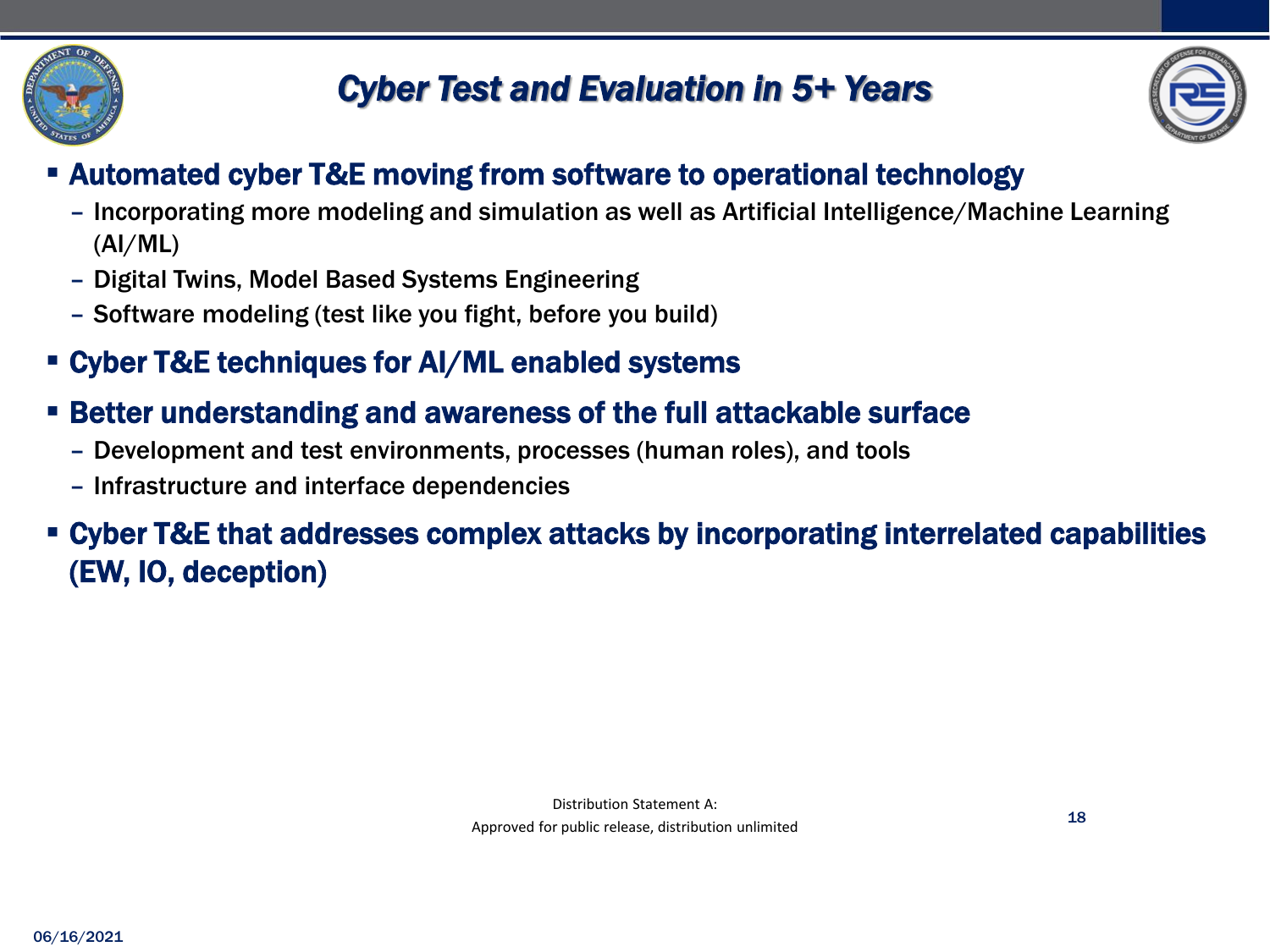# Cyber Test and Evaluation in 5+ Years

- **Automated cyber T&E moving from software to operational technology**
  - Incorporating more modeling and simulation as well as Artificial Intelligence/Machine Learning (AI/ML)
  - Digital Twins, Model Based Systems Engineering
  - Software modeling (test like you fight, before you build)
- **Cyber T&E techniques for AI/ML enabled systems**
- **Better understanding and awareness of the full attackable surface**
  - Development and test environments, processes (human roles), and tools
  - Infrastructure and interface dependencies
- **Cyber T&E that addresses complex attacks by incorporating interrelated capabilities (EW, IO, deception)**

Distribution Statement A:
Approved for public release, distribution unlimited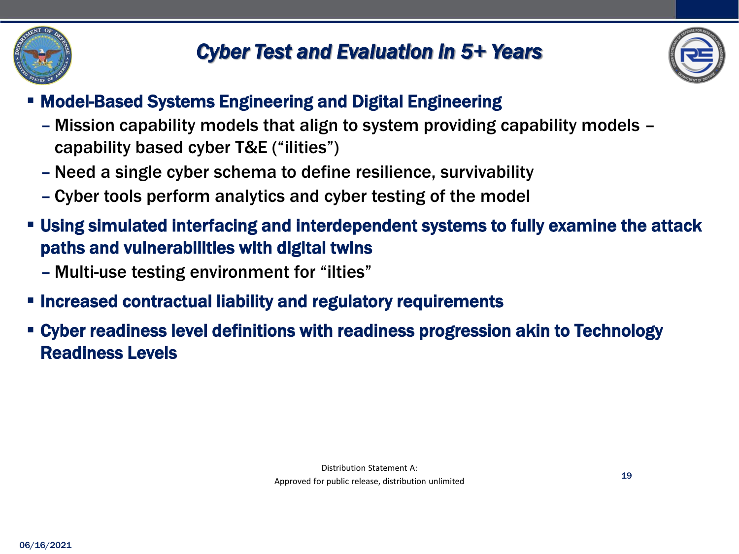# Cyber Test and Evaluation in 5+ Years

- **Model-Based Systems Engineering and Digital Engineering**
  - Mission capability models that align to system providing capability models – capability based cyber T&E ("ilities")
  - Need a single cyber schema to define resilience, survivability
  - Cyber tools perform analytics and cyber testing of the model
- **Using simulated interfacing and interdependent systems to fully examine the attack paths and vulnerabilities with digital twins**
  - Multi-use testing environment for "ilties"
- **Increased contractual liability and regulatory requirements**
- **Cyber readiness level definitions with readiness progression akin to Technology Readiness Levels**

Distribution Statement A:
Approved for public release, distribution unlimited

06/16/2021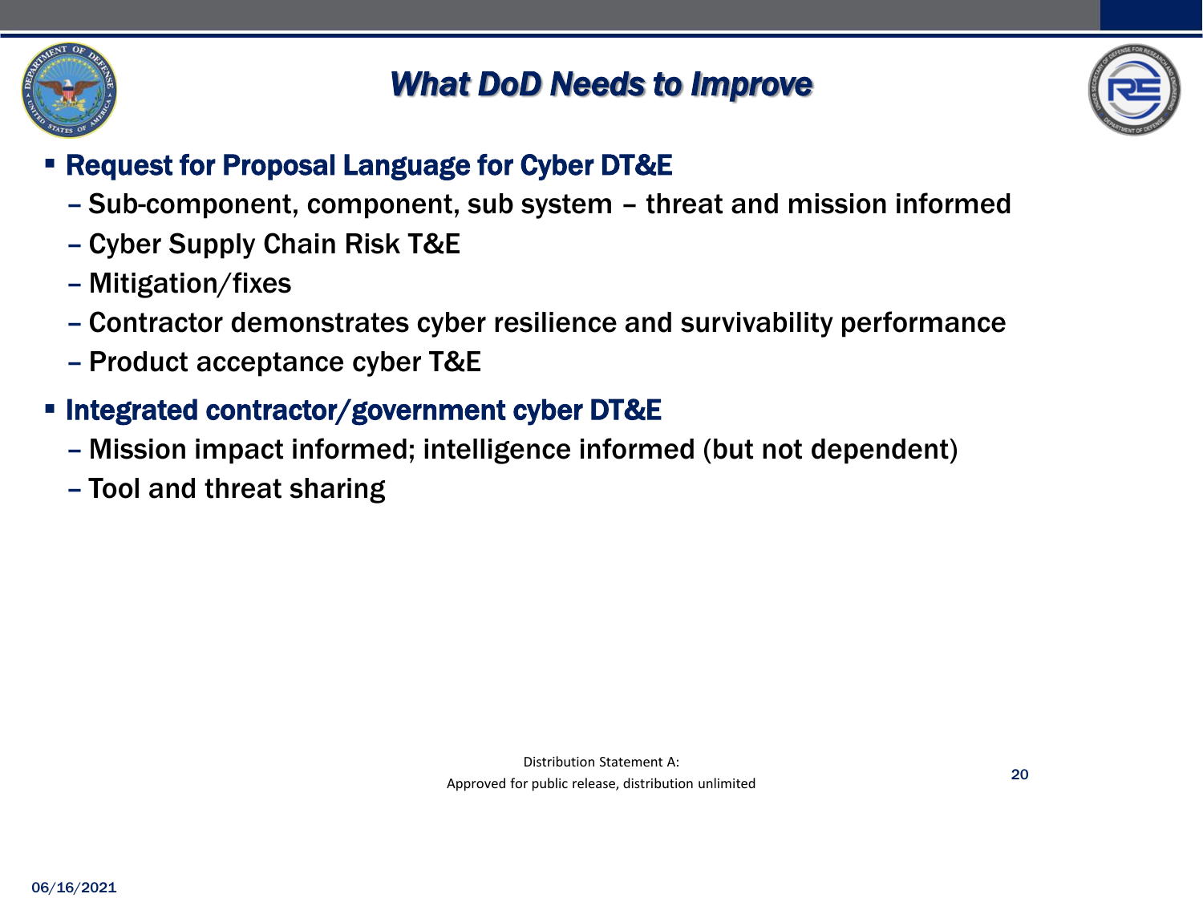# What DoD Needs to Improve

- **Request for Proposal Language for Cyber DT&E**
  - Sub-component, component, sub system – threat and mission informed
  - Cyber Supply Chain Risk T&E
  - Mitigation/fixes
  - Contractor demonstrates cyber resilience and survivability performance
  - Product acceptance cyber T&E
- **Integrated contractor/government cyber DT&E**
  - Mission impact informed; intelligence informed (but not dependent)
  - Tool and threat sharing

Distribution Statement A:
Approved for public release, distribution unlimited

06/16/2021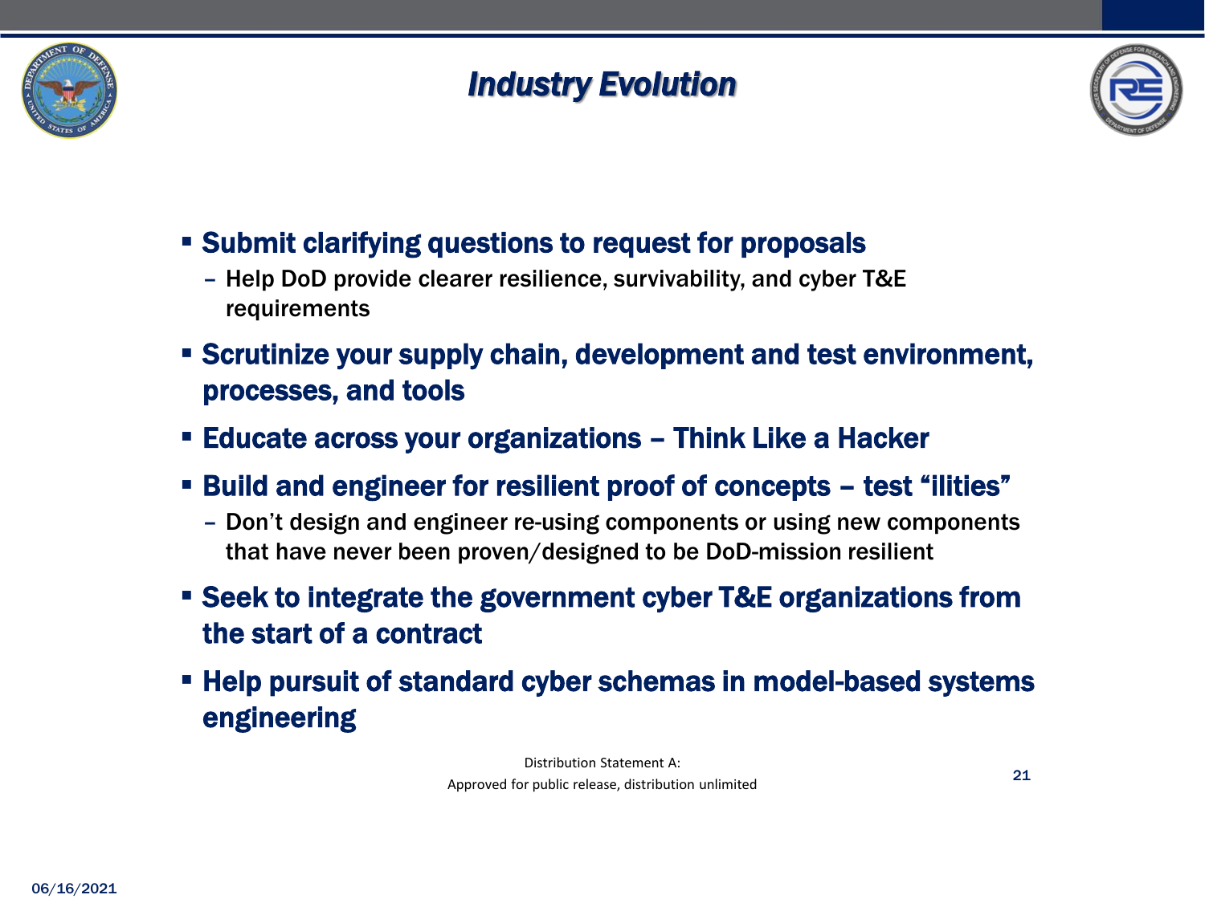# *Industry Evolution*

- **Submit clarifying questions to request for proposals**
  - Help DoD provide clearer resilience, survivability, and cyber T&E requirements
- **Scrutinize your supply chain, development and test environment, processes, and tools**
- **Educate across your organizations – Think Like a Hacker**
- **Build and engineer for resilient proof of concepts – test "ilities"**
  - Don't design and engineer re-using components or using new components that have never been proven/designed to be DoD-mission resilient
- **Seek to integrate the government cyber T&E organizations from the start of a contract**
- **Help pursuit of standard cyber schemas in model-based systems engineering**

Distribution Statement A:
Approved for public release, distribution unlimited

06/16/2021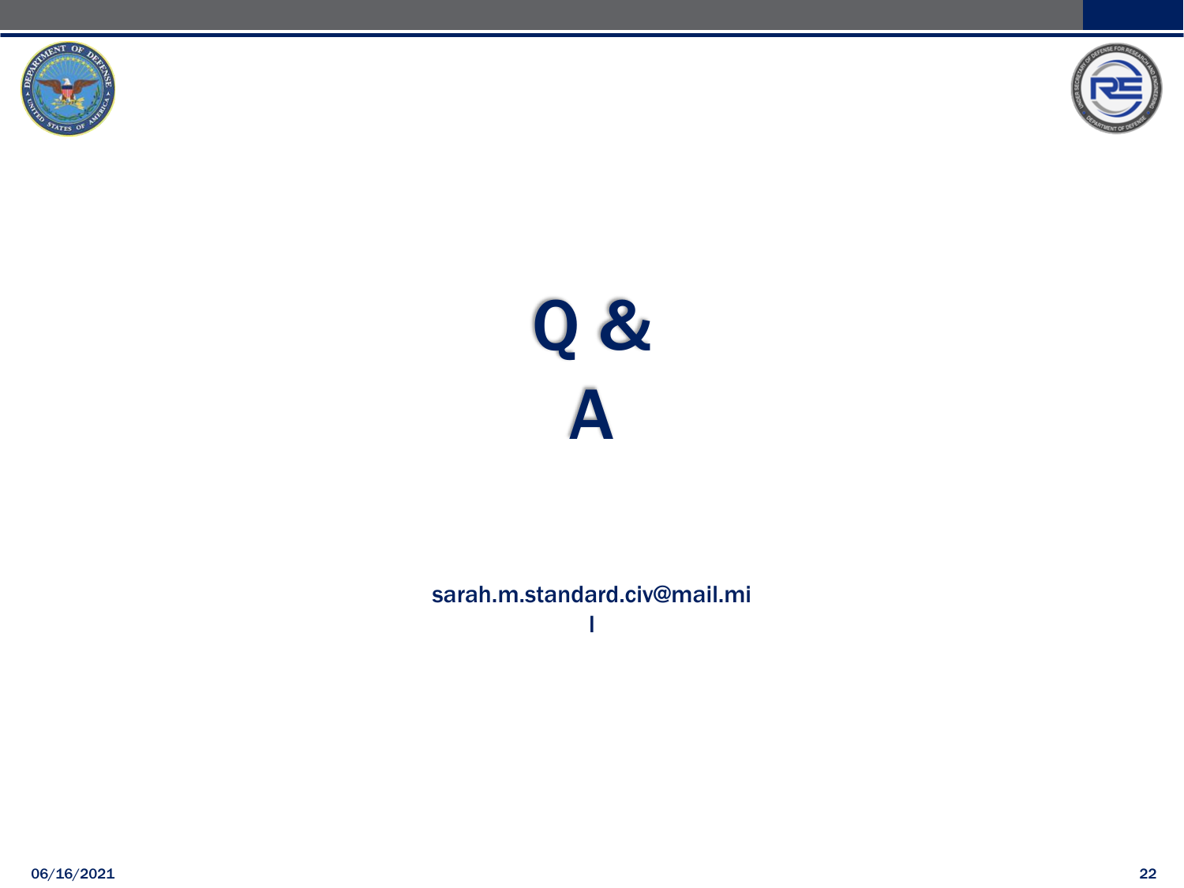# Q & A

sarah.m.standard.civ@mail.mil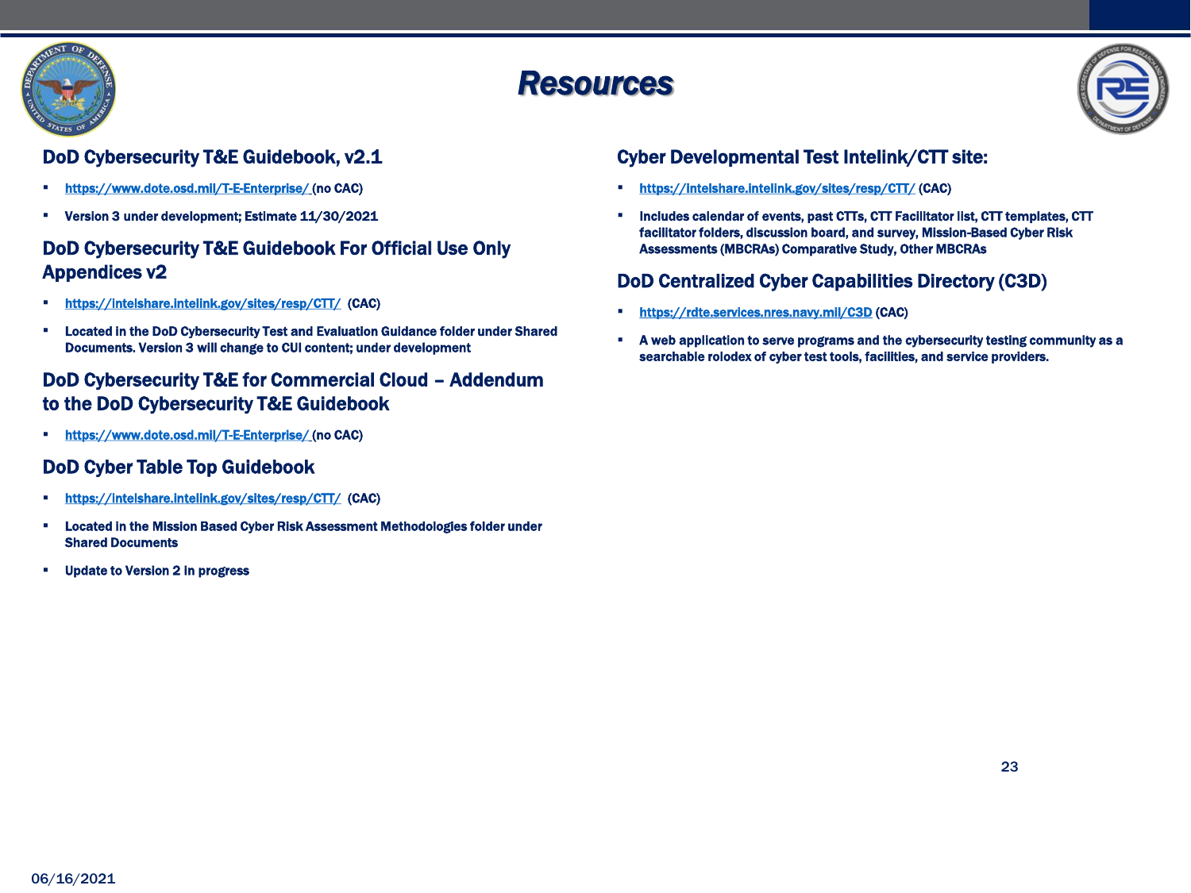# Resources

## DoD Cybersecurity T&E Guidebook, v2.1

- https://www.dote.osd.mil/T-E-Enterprise/ (no CAC)
- Version 3 under development; Estimate 11/30/2021

## DoD Cybersecurity T&E Guidebook For Official Use Only Appendices v2

- https://intelshare.intelink.gov/sites/resp/CTT/ (CAC)
- Located in the DoD Cybersecurity Test and Evaluation Guidance folder under Shared Documents. Version 3 will change to CUI content; under development

## DoD Cybersecurity T&E for Commercial Cloud – Addendum to the DoD Cybersecurity T&E Guidebook

- https://www.dote.osd.mil/T-E-Enterprise/ (no CAC)

## DoD Cyber Table Top Guidebook

- https://intelshare.intelink.gov/sites/resp/CTT/ (CAC)
- Located in the Mission Based Cyber Risk Assessment Methodologies folder under Shared Documents
- Update to Version 2 in progress

## Cyber Developmental Test Intelink/CTT site:

- https://intelshare.intelink.gov/sites/resp/CTT/ (CAC)
- Includes calendar of events, past CTTs, CTT Facilitator list, CTT templates, CTT facilitator folders, discussion board, and survey, Mission-Based Cyber Risk Assessments (MBCRAs) Comparative Study, Other MBCRAs

## DoD Centralized Cyber Capabilities Directory (C3D)

- https://rdte.services.nres.navy.mil/C3D (CAC)
- A web application to serve programs and the cybersecurity testing community as a searchable rolodex of cyber test tools, facilities, and service providers.

06/16/2021